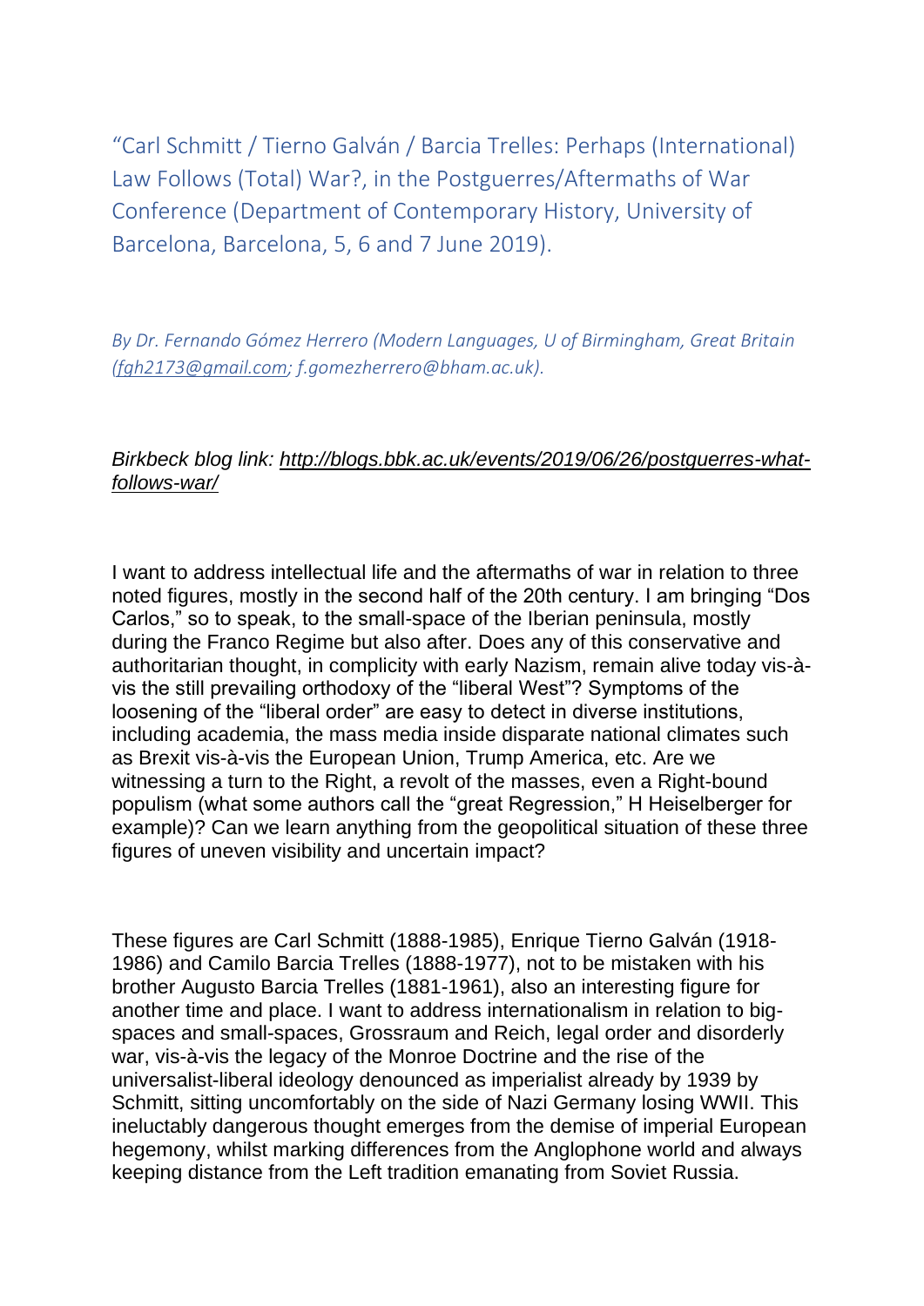# "Carl Schmitt / Tierno Galván / Barcia Trelles: Perhaps (International) Law Follows (Total) War?, in the Postguerres/Aftermaths of War Conference (Department of Contemporary History, University of Barcelona, Barcelona, 5, 6 and 7 June 2019).

*By Dr. Fernando Gómez Herrero (Modern Languages, U of Birmingham, Great Britain (fgh2173@gmail.com; f.gomezherrero@bham.ac.uk).*

*Birkbeck blog link: http://blogs.bbk.ac.uk/events/2019/06/26/postguerres-what-follows-war/*

I want to address intellectual life and the aftermaths of war in relation to three noted figures, mostly in the second half of the 20th century. I am bringing "Dos Carlos," so to speak, to the small-space of the Iberian peninsula, mostly during the Franco Regime but also after. Does any of this conservative and authoritarian thought, in complicity with early Nazism, remain alive today vis-à-vis the still prevailing orthodoxy of the "liberal West"? Symptoms of the loosening of the "liberal order" are easy to detect in diverse institutions, including academia, the mass media inside disparate national climates such as Brexit vis-à-vis the European Union, Trump America, etc. Are we witnessing a turn to the Right, a revolt of the masses, even a Right-bound populism (what some authors call the "great Regression," H Heiselberger for example)? Can we learn anything from the geopolitical situation of these three figures of uneven visibility and uncertain impact?

These figures are Carl Schmitt (1888-1985), Enrique Tierno Galván (1918-1986) and Camilo Barcia Trelles (1888-1977), not to be mistaken with his brother Augusto Barcia Trelles (1881-1961), also an interesting figure for another time and place. I want to address internationalism in relation to big-spaces and small-spaces, Grossraum and Reich, legal order and disorderly war, vis-à-vis the legacy of the Monroe Doctrine and the rise of the universalist-liberal ideology denounced as imperialist already by 1939 by Schmitt, sitting uncomfortably on the side of Nazi Germany losing WWII. This ineluctably dangerous thought emerges from the demise of imperial European hegemony, whilst marking differences from the Anglophone world and always keeping distance from the Left tradition emanating from Soviet Russia.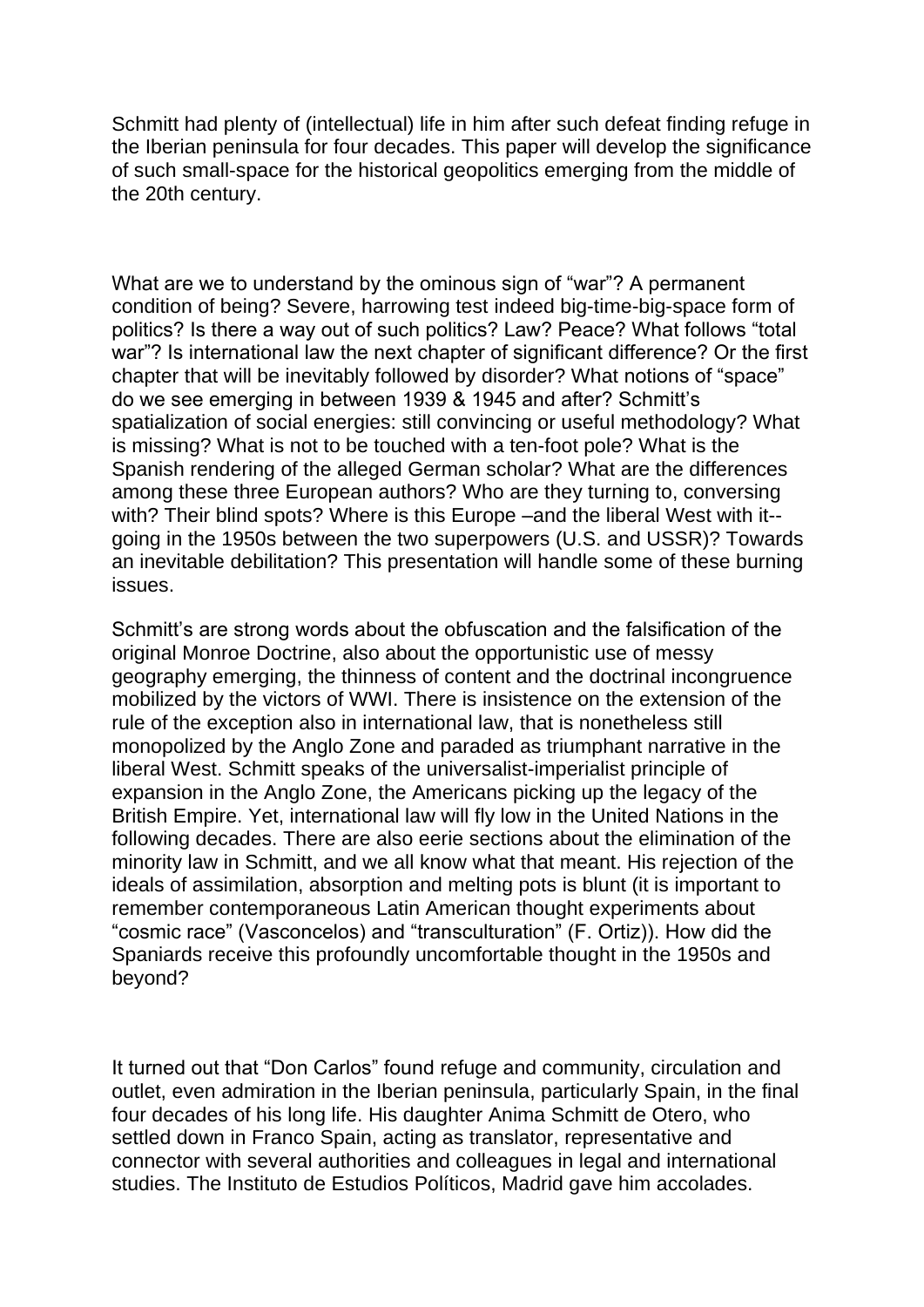Schmitt had plenty of (intellectual) life in him after such defeat finding refuge in the Iberian peninsula for four decades. This paper will develop the significance of such small-space for the historical geopolitics emerging from the middle of the 20th century.

What are we to understand by the ominous sign of "war"? A permanent condition of being? Severe, harrowing test indeed big-time-big-space form of politics? Is there a way out of such politics? Law? Peace? What follows "total war"? Is international law the next chapter of significant difference? Or the first chapter that will be inevitably followed by disorder? What notions of "space" do we see emerging in between 1939 & 1945 and after? Schmitt's spatialization of social energies: still convincing or useful methodology? What is missing? What is not to be touched with a ten-foot pole? What is the Spanish rendering of the alleged German scholar? What are the differences among these three European authors? Who are they turning to, conversing with? Their blind spots? Where is this Europe –and the liberal West with it--going in the 1950s between the two superpowers (U.S. and USSR)? Towards an inevitable debilitation? This presentation will handle some of these burning issues.

Schmitt's are strong words about the obfuscation and the falsification of the original Monroe Doctrine, also about the opportunistic use of messy geography emerging, the thinness of content and the doctrinal incongruence mobilized by the victors of WWI. There is insistence on the extension of the rule of the exception also in international law, that is nonetheless still monopolized by the Anglo Zone and paraded as triumphant narrative in the liberal West. Schmitt speaks of the universalist-imperialist principle of expansion in the Anglo Zone, the Americans picking up the legacy of the British Empire. Yet, international law will fly low in the United Nations in the following decades. There are also eerie sections about the elimination of the minority law in Schmitt, and we all know what that meant. His rejection of the ideals of assimilation, absorption and melting pots is blunt (it is important to remember contemporaneous Latin American thought experiments about "cosmic race" (Vasconcelos) and "transculturation" (F. Ortiz)). How did the Spaniards receive this profoundly uncomfortable thought in the 1950s and beyond?

It turned out that "Don Carlos" found refuge and community, circulation and outlet, even admiration in the Iberian peninsula, particularly Spain, in the final four decades of his long life. His daughter Anima Schmitt de Otero, who settled down in Franco Spain, acting as translator, representative and connector with several authorities and colleagues in legal and international studies. The Instituto de Estudios Políticos, Madrid gave him accolades.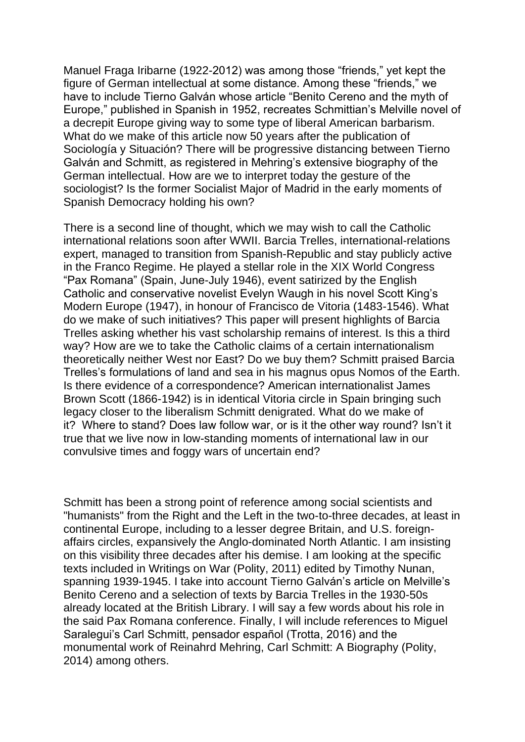Manuel Fraga Iribarne (1922-2012) was among those "friends," yet kept the figure of German intellectual at some distance. Among these "friends," we have to include Tierno Galván whose article "Benito Cereno and the myth of Europe," published in Spanish in 1952, recreates Schmittian's Melville novel of a decrepit Europe giving way to some type of liberal American barbarism. What do we make of this article now 50 years after the publication of Sociología y Situación? There will be progressive distancing between Tierno Galván and Schmitt, as registered in Mehring's extensive biography of the German intellectual. How are we to interpret today the gesture of the sociologist? Is the former Socialist Major of Madrid in the early moments of Spanish Democracy holding his own?

There is a second line of thought, which we may wish to call the Catholic international relations soon after WWII. Barcia Trelles, international-relations expert, managed to transition from Spanish-Republic and stay publicly active in the Franco Regime. He played a stellar role in the XIX World Congress "Pax Romana" (Spain, June-July 1946), event satirized by the English Catholic and conservative novelist Evelyn Waugh in his novel Scott King's Modern Europe (1947), in honour of Francisco de Vitoria (1483-1546). What do we make of such initiatives? This paper will present highlights of Barcia Trelles asking whether his vast scholarship remains of interest. Is this a third way? How are we to take the Catholic claims of a certain internationalism theoretically neither West nor East? Do we buy them? Schmitt praised Barcia Trelles's formulations of land and sea in his magnus opus Nomos of the Earth. Is there evidence of a correspondence? American internationalist James Brown Scott (1866-1942) is in identical Vitoria circle in Spain bringing such legacy closer to the liberalism Schmitt denigrated. What do we make of it? Where to stand? Does law follow war, or is it the other way round? Isn't it true that we live now in low-standing moments of international law in our convulsive times and foggy wars of uncertain end?

Schmitt has been a strong point of reference among social scientists and "humanists" from the Right and the Left in the two-to-three decades, at least in continental Europe, including to a lesser degree Britain, and U.S. foreign-affairs circles, expansively the Anglo-dominated North Atlantic. I am insisting on this visibility three decades after his demise. I am looking at the specific texts included in Writings on War (Polity, 2011) edited by Timothy Nunan, spanning 1939-1945. I take into account Tierno Galván's article on Melville's Benito Cereno and a selection of texts by Barcia Trelles in the 1930-50s already located at the British Library. I will say a few words about his role in the said Pax Romana conference. Finally, I will include references to Miguel Saralegui's Carl Schmitt, pensador español (Trotta, 2016) and the monumental work of Reinahrd Mehring, Carl Schmitt: A Biography (Polity, 2014) among others.